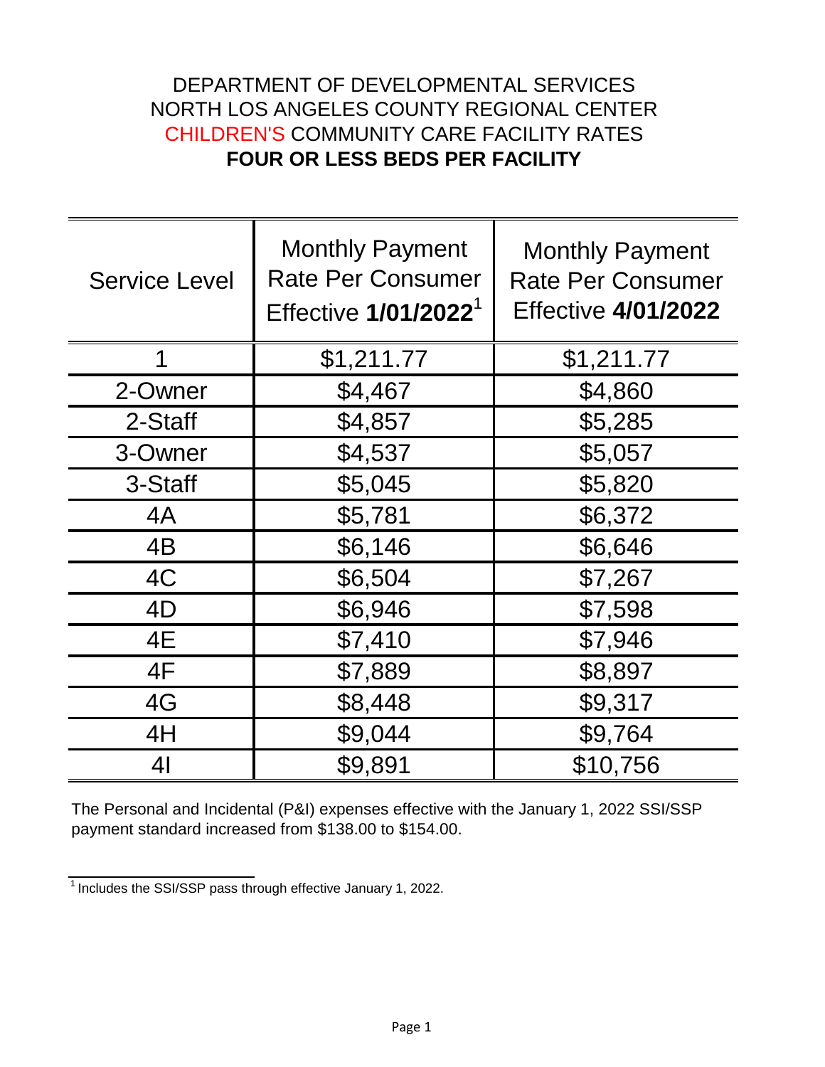# DEPARTMENT OF DEVELOPMENTAL SERVICES
# NORTH LOS ANGELES COUNTY REGIONAL CENTER
# CHILDREN'S COMMUNITY CARE FACILITY RATES
# **FOUR OR LESS BEDS PER FACILITY**

| Service Level | Monthly Payment Rate Per Consumer Effective **1/01/2022**[1] | Monthly Payment Rate Per Consumer Effective **4/01/2022** |
|---|---|---|
| 1 | $1,211.77 | $1,211.77 |
| 2-Owner | $4,467 | $4,860 |
| 2-Staff | $4,857 | $5,285 |
| 3-Owner | $4,537 | $5,057 |
| 3-Staff | $5,045 | $5,820 |
| 4A | $5,781 | $6,372 |
| 4B | $6,146 | $6,646 |
| 4C | $6,504 | $7,267 |
| 4D | $6,946 | $7,598 |
| 4E | $7,410 | $7,946 |
| 4F | $7,889 | $8,897 |
| 4G | $8,448 | $9,317 |
| 4H | $9,044 | $9,764 |
| 4I | $9,891 | $10,756 |

The Personal and Incidental (P&I) expenses effective with the January 1, 2022 SSI/SSP payment standard increased from $138.00 to $154.00.

[1] Includes the SSI/SSP pass through effective January 1, 2022.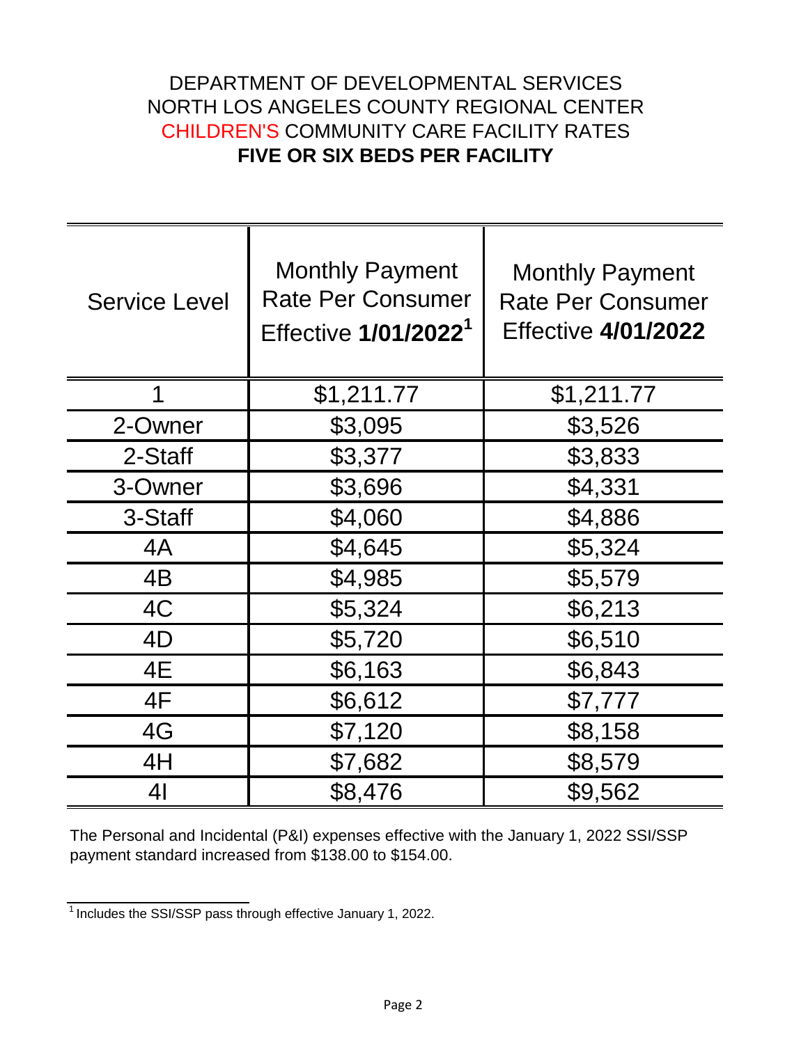DEPARTMENT OF DEVELOPMENTAL SERVICES
NORTH LOS ANGELES COUNTY REGIONAL CENTER
CHILDREN'S COMMUNITY CARE FACILITY RATES

**FIVE OR SIX BEDS PER FACILITY**

| Service Level | Monthly Payment Rate Per Consumer Effective **1/01/2022**[1] | Monthly Payment Rate Per Consumer Effective **4/01/2022** |
|---|---|---|
| 1 | $1,211.77 | $1,211.77 |
| 2-Owner | $3,095 | $3,526 |
| 2-Staff | $3,377 | $3,833 |
| 3-Owner | $3,696 | $4,331 |
| 3-Staff | $4,060 | $4,886 |
| 4A | $4,645 | $5,324 |
| 4B | $4,985 | $5,579 |
| 4C | $5,324 | $6,213 |
| 4D | $5,720 | $6,510 |
| 4E | $6,163 | $6,843 |
| 4F | $6,612 | $7,777 |
| 4G | $7,120 | $8,158 |
| 4H | $7,682 | $8,579 |
| 4I | $8,476 | $9,562 |

The Personal and Incidental (P&I) expenses effective with the January 1, 2022 SSI/SSP payment standard increased from $138.00 to $154.00.

[1] Includes the SSI/SSP pass through effective January 1, 2022.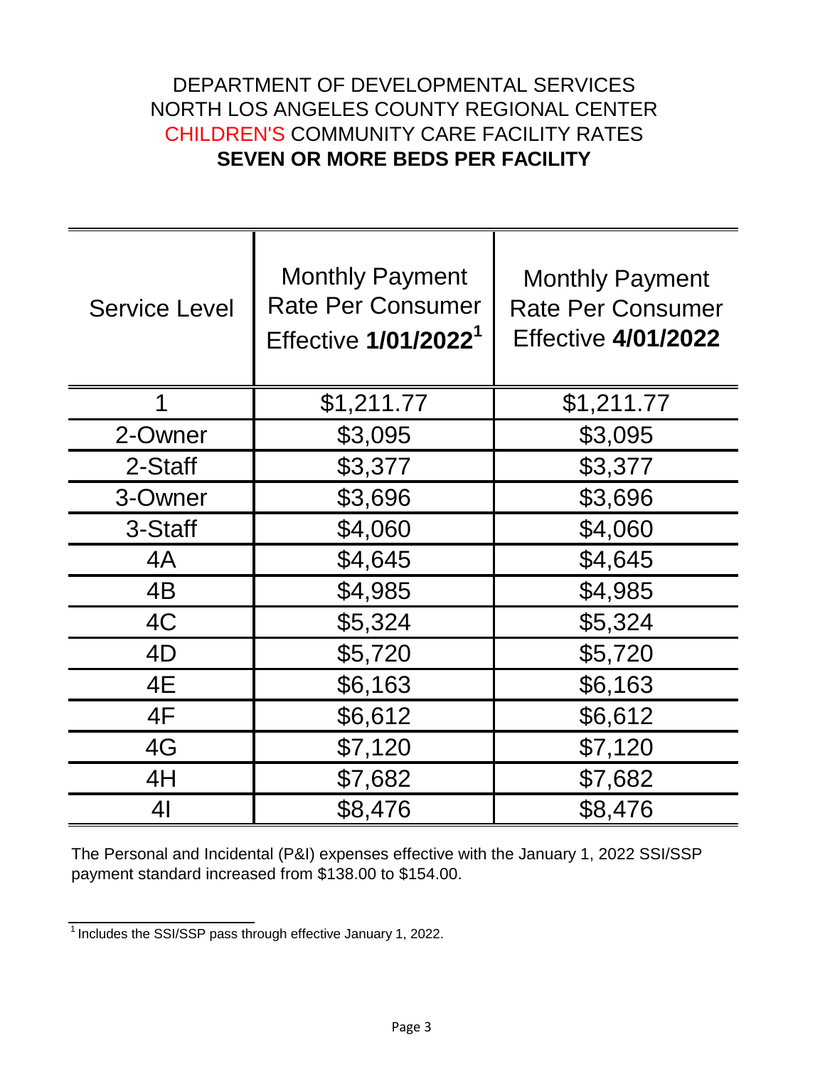DEPARTMENT OF DEVELOPMENTAL SERVICES
NORTH LOS ANGELES COUNTY REGIONAL CENTER
CHILDREN'S COMMUNITY CARE FACILITY RATES
**SEVEN OR MORE BEDS PER FACILITY**

| Service Level | Monthly Payment Rate Per Consumer Effective **1/01/2022**[1] | Monthly Payment Rate Per Consumer Effective **4/01/2022** |
|---|---|---|
| 1 | $1,211.77 | $1,211.77 |
| 2-Owner | $3,095 | $3,095 |
| 2-Staff | $3,377 | $3,377 |
| 3-Owner | $3,696 | $3,696 |
| 3-Staff | $4,060 | $4,060 |
| 4A | $4,645 | $4,645 |
| 4B | $4,985 | $4,985 |
| 4C | $5,324 | $5,324 |
| 4D | $5,720 | $5,720 |
| 4E | $6,163 | $6,163 |
| 4F | $6,612 | $6,612 |
| 4G | $7,120 | $7,120 |
| 4H | $7,682 | $7,682 |
| 4I | $8,476 | $8,476 |

The Personal and Incidental (P&I) expenses effective with the January 1, 2022 SSI/SSP payment standard increased from $138.00 to $154.00.

[1] Includes the SSI/SSP pass through effective January 1, 2022.